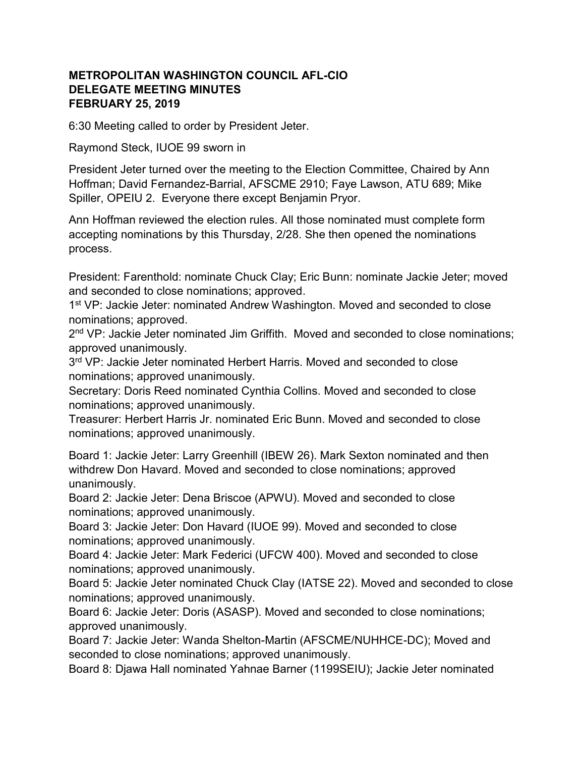**METROPOLITAN WASHINGTON COUNCIL AFL-CIO**
**DELEGATE MEETING MINUTES**
**FEBRUARY 25, 2019**

6:30 Meeting called to order by President Jeter.

Raymond Steck, IUOE 99 sworn in

President Jeter turned over the meeting to the Election Committee, Chaired by Ann Hoffman; David Fernandez-Barrial, AFSCME 2910; Faye Lawson, ATU 689; Mike Spiller, OPEIU 2. Everyone there except Benjamin Pryor.

Ann Hoffman reviewed the election rules. All those nominated must complete form accepting nominations by this Thursday, 2/28. She then opened the nominations process.

President: Farenthold: nominate Chuck Clay; Eric Bunn: nominate Jackie Jeter; moved and seconded to close nominations; approved.
1st VP: Jackie Jeter: nominated Andrew Washington. Moved and seconded to close nominations; approved.
2nd VP: Jackie Jeter nominated Jim Griffith. Moved and seconded to close nominations; approved unanimously.
3rd VP: Jackie Jeter nominated Herbert Harris. Moved and seconded to close nominations; approved unanimously.
Secretary: Doris Reed nominated Cynthia Collins. Moved and seconded to close nominations; approved unanimously.
Treasurer: Herbert Harris Jr. nominated Eric Bunn. Moved and seconded to close nominations; approved unanimously.

Board 1: Jackie Jeter: Larry Greenhill (IBEW 26). Mark Sexton nominated and then withdrew Don Havard. Moved and seconded to close nominations; approved unanimously.
Board 2: Jackie Jeter: Dena Briscoe (APWU). Moved and seconded to close nominations; approved unanimously.
Board 3: Jackie Jeter: Don Havard (IUOE 99). Moved and seconded to close nominations; approved unanimously.
Board 4: Jackie Jeter: Mark Federici (UFCW 400). Moved and seconded to close nominations; approved unanimously.
Board 5: Jackie Jeter nominated Chuck Clay (IATSE 22). Moved and seconded to close nominations; approved unanimously.
Board 6: Jackie Jeter: Doris (ASASP). Moved and seconded to close nominations; approved unanimously.
Board 7: Jackie Jeter: Wanda Shelton-Martin (AFSCME/NUHHCE-DC); Moved and seconded to close nominations; approved unanimously.
Board 8: Djawa Hall nominated Yahnae Barner (1199SEIU); Jackie Jeter nominated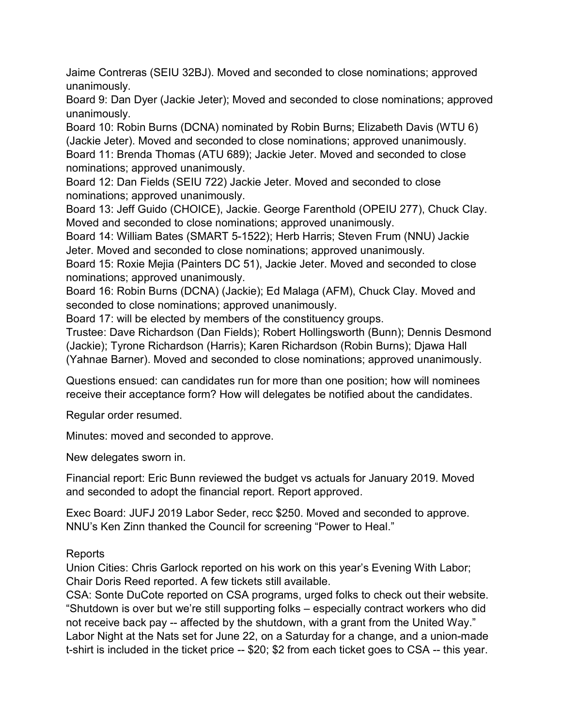Jaime Contreras (SEIU 32BJ). Moved and seconded to close nominations; approved unanimously.
Board 9: Dan Dyer (Jackie Jeter); Moved and seconded to close nominations; approved unanimously.
Board 10: Robin Burns (DCNA) nominated by Robin Burns; Elizabeth Davis (WTU 6) (Jackie Jeter). Moved and seconded to close nominations; approved unanimously.
Board 11: Brenda Thomas (ATU 689); Jackie Jeter. Moved and seconded to close nominations; approved unanimously.
Board 12: Dan Fields (SEIU 722) Jackie Jeter. Moved and seconded to close nominations; approved unanimously.
Board 13: Jeff Guido (CHOICE), Jackie. George Farenthold (OPEIU 277), Chuck Clay. Moved and seconded to close nominations; approved unanimously.
Board 14: William Bates (SMART 5-1522); Herb Harris; Steven Frum (NNU) Jackie Jeter. Moved and seconded to close nominations; approved unanimously.
Board 15: Roxie Mejia (Painters DC 51), Jackie Jeter. Moved and seconded to close nominations; approved unanimously.
Board 16: Robin Burns (DCNA) (Jackie); Ed Malaga (AFM), Chuck Clay. Moved and seconded to close nominations; approved unanimously.
Board 17: will be elected by members of the constituency groups.
Trustee: Dave Richardson (Dan Fields); Robert Hollingsworth (Bunn); Dennis Desmond (Jackie); Tyrone Richardson (Harris); Karen Richardson (Robin Burns); Djawa Hall (Yahnae Barner). Moved and seconded to close nominations; approved unanimously.

Questions ensued: can candidates run for more than one position; how will nominees receive their acceptance form? How will delegates be notified about the candidates.

Regular order resumed.

Minutes: moved and seconded to approve.

New delegates sworn in.

Financial report: Eric Bunn reviewed the budget vs actuals for January 2019. Moved and seconded to adopt the financial report. Report approved.

Exec Board: JUFJ 2019 Labor Seder, recc $250. Moved and seconded to approve. NNU's Ken Zinn thanked the Council for screening "Power to Heal."

Reports
Union Cities: Chris Garlock reported on his work on this year's Evening With Labor; Chair Doris Reed reported. A few tickets still available.
CSA: Sonte DuCote reported on CSA programs, urged folks to check out their website. "Shutdown is over but we're still supporting folks – especially contract workers who did not receive back pay -- affected by the shutdown, with a grant from the United Way." Labor Night at the Nats set for June 22, on a Saturday for a change, and a union-made t-shirt is included in the ticket price -- $20; $2 from each ticket goes to CSA -- this year.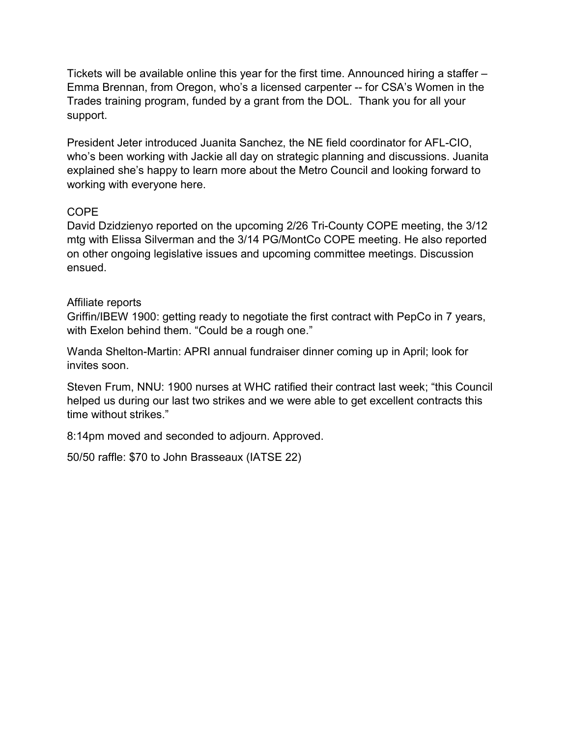Tickets will be available online this year for the first time. Announced hiring a staffer – Emma Brennan, from Oregon, who's a licensed carpenter -- for CSA's Women in the Trades training program, funded by a grant from the DOL. Thank you for all your support.

President Jeter introduced Juanita Sanchez, the NE field coordinator for AFL-CIO, who's been working with Jackie all day on strategic planning and discussions. Juanita explained she's happy to learn more about the Metro Council and looking forward to working with everyone here.

COPE

David Dzidzienyo reported on the upcoming 2/26 Tri-County COPE meeting, the 3/12 mtg with Elissa Silverman and the 3/14 PG/MontCo COPE meeting. He also reported on other ongoing legislative issues and upcoming committee meetings. Discussion ensued.

Affiliate reports

Griffin/IBEW 1900: getting ready to negotiate the first contract with PepCo in 7 years, with Exelon behind them. "Could be a rough one."

Wanda Shelton-Martin: APRI annual fundraiser dinner coming up in April; look for invites soon.

Steven Frum, NNU: 1900 nurses at WHC ratified their contract last week; "this Council helped us during our last two strikes and we were able to get excellent contracts this time without strikes."

8:14pm moved and seconded to adjourn. Approved.

50/50 raffle: $70 to John Brasseaux (IATSE 22)